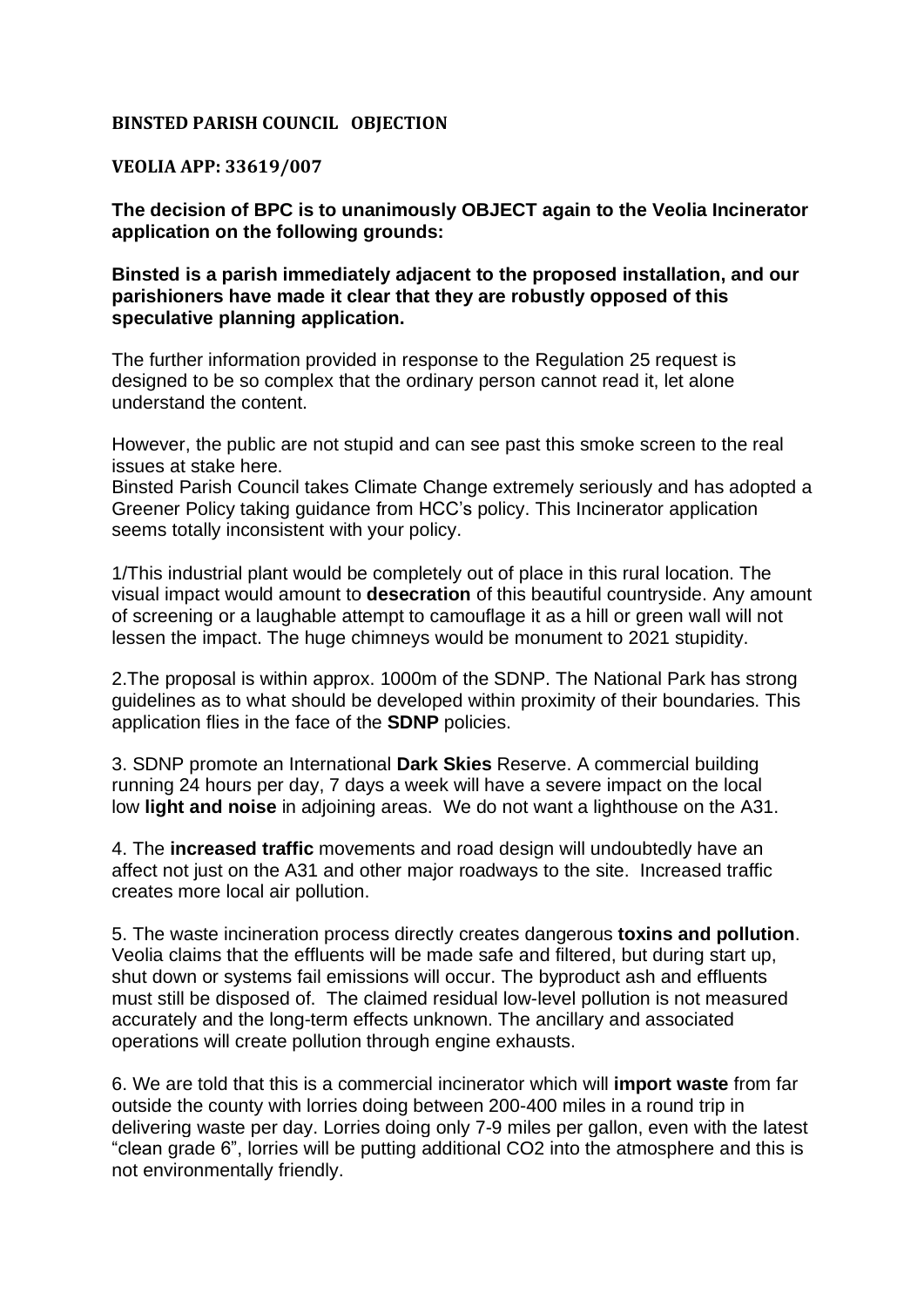**BINSTED PARISH COUNCIL OBJECTION**

**VEOLIA APP: 33619/007**

**The decision of BPC is to unanimously OBJECT again to the Veolia Incinerator application on the following grounds:**

**Binsted is a parish immediately adjacent to the proposed installation, and our parishioners have made it clear that they are robustly opposed of this speculative planning application.**

The further information provided in response to the Regulation 25 request is designed to be so complex that the ordinary person cannot read it, let alone understand the content.

However, the public are not stupid and can see past this smoke screen to the real issues at stake here.
Binsted Parish Council takes Climate Change extremely seriously and has adopted a Greener Policy taking guidance from HCC's policy. This Incinerator application seems totally inconsistent with your policy.

1/This industrial plant would be completely out of place in this rural location. The visual impact would amount to **desecration** of this beautiful countryside. Any amount of screening or a laughable attempt to camouflage it as a hill or green wall will not lessen the impact. The huge chimneys would be monument to 2021 stupidity.

2.The proposal is within approx. 1000m of the SDNP. The National Park has strong guidelines as to what should be developed within proximity of their boundaries. This application flies in the face of the **SDNP** policies.

3. SDNP promote an International **Dark Skies** Reserve. A commercial building running 24 hours per day, 7 days a week will have a severe impact on the local low **light and noise** in adjoining areas. We do not want a lighthouse on the A31.

4. The **increased traffic** movements and road design will undoubtedly have an affect not just on the A31 and other major roadways to the site. Increased traffic creates more local air pollution.

5. The waste incineration process directly creates dangerous **toxins and pollution**. Veolia claims that the effluents will be made safe and filtered, but during start up, shut down or systems fail emissions will occur. The byproduct ash and effluents must still be disposed of. The claimed residual low-level pollution is not measured accurately and the long-term effects unknown. The ancillary and associated operations will create pollution through engine exhausts.

6. We are told that this is a commercial incinerator which will **import waste** from far outside the county with lorries doing between 200-400 miles in a round trip in delivering waste per day. Lorries doing only 7-9 miles per gallon, even with the latest "clean grade 6", lorries will be putting additional $CO_2$ into the atmosphere and this is not environmentally friendly.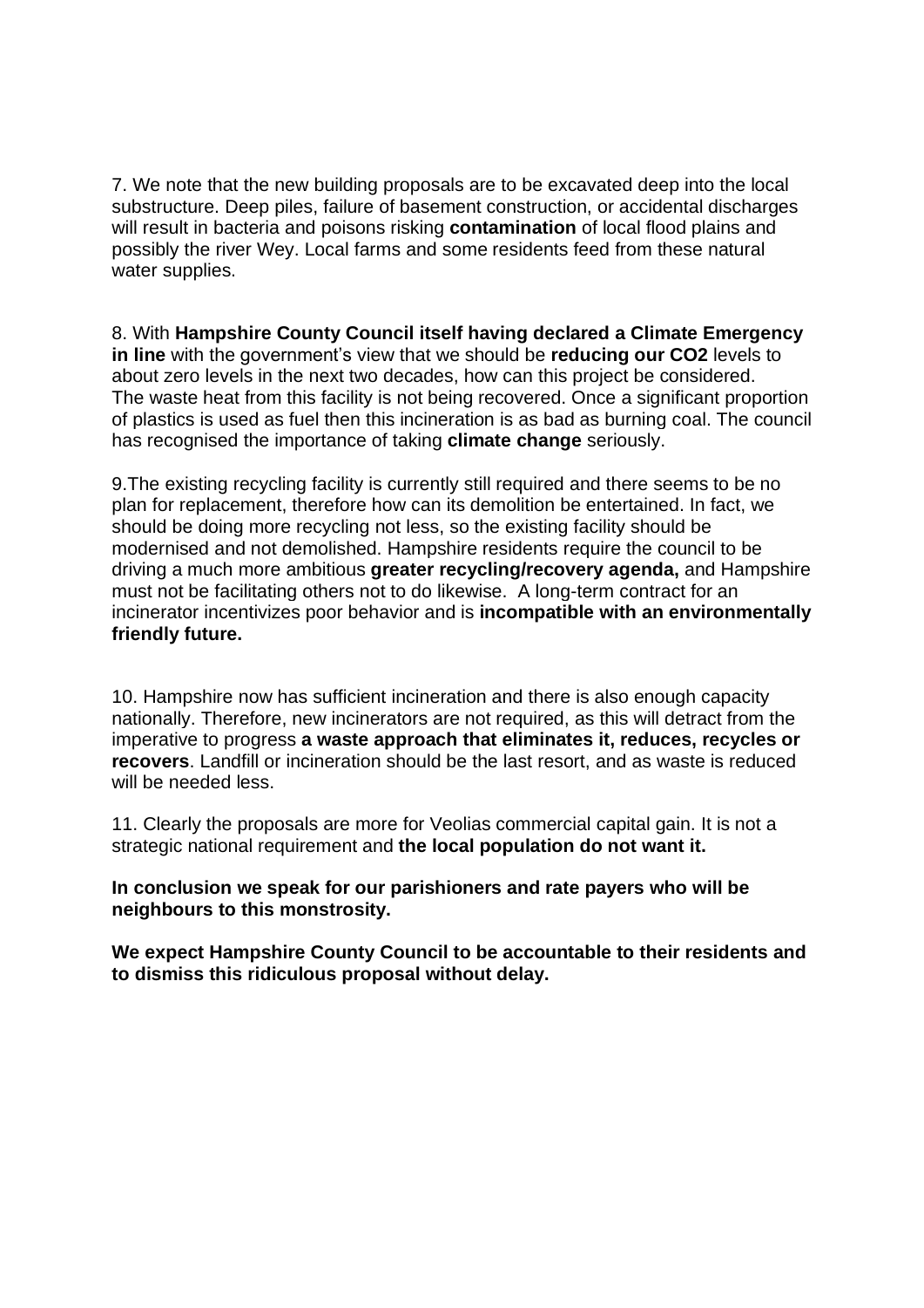7. We note that the new building proposals are to be excavated deep into the local substructure. Deep piles, failure of basement construction, or accidental discharges will result in bacteria and poisons risking **contamination** of local flood plains and possibly the river Wey. Local farms and some residents feed from these natural water supplies.

8. With **Hampshire County Council itself having declared a Climate Emergency in line** with the government's view that we should be **reducing our CO2** levels to about zero levels in the next two decades, how can this project be considered. The waste heat from this facility is not being recovered. Once a significant proportion of plastics is used as fuel then this incineration is as bad as burning coal. The council has recognised the importance of taking **climate change** seriously.

9.The existing recycling facility is currently still required and there seems to be no plan for replacement, therefore how can its demolition be entertained. In fact, we should be doing more recycling not less, so the existing facility should be modernised and not demolished. Hampshire residents require the council to be driving a much more ambitious **greater recycling/recovery agenda,** and Hampshire must not be facilitating others not to do likewise. A long-term contract for an incinerator incentivizes poor behavior and is **incompatible with an environmentally friendly future.**

10. Hampshire now has sufficient incineration and there is also enough capacity nationally. Therefore, new incinerators are not required, as this will detract from the imperative to progress **a waste approach that eliminates it, reduces, recycles or recovers**. Landfill or incineration should be the last resort, and as waste is reduced will be needed less.

11. Clearly the proposals are more for Veolias commercial capital gain. It is not a strategic national requirement and **the local population do not want it.**

**In conclusion we speak for our parishioners and rate payers who will be neighbours to this monstrosity.**

**We expect Hampshire County Council to be accountable to their residents and to dismiss this ridiculous proposal without delay.**